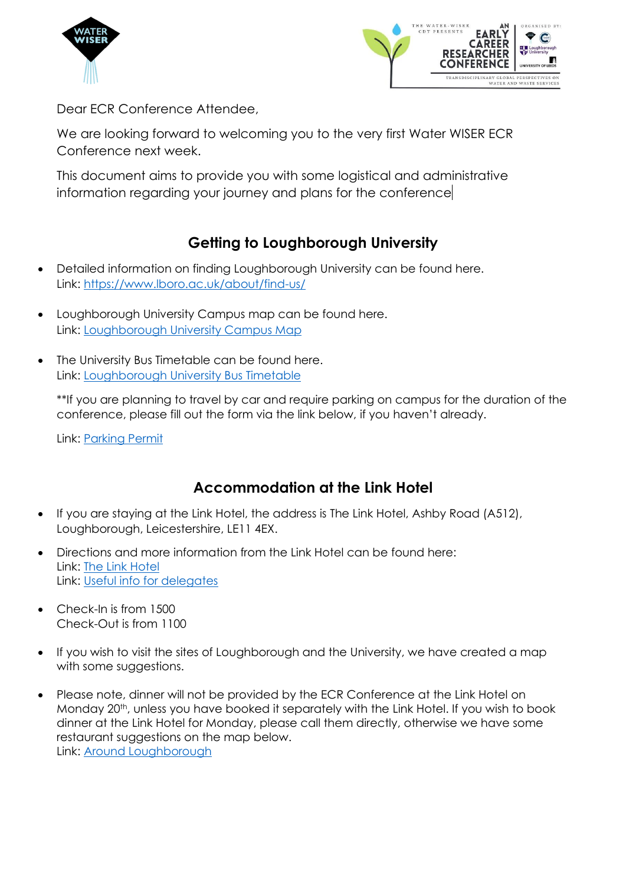Dear ECR Conference Attendee,

We are looking forward to welcoming you to the very first Water WISER ECR Conference next week.

This document aims to provide you with some logistical and administrative information regarding your journey and plans for the conference

## Getting to Loughborough University

- Detailed information on finding Loughborough University can be found here.
  Link: https://www.lboro.ac.uk/about/find-us/

- Loughborough University Campus map can be found here.
  Link: Loughborough University Campus Map

- The University Bus Timetable can be found here.
  Link: Loughborough University Bus Timetable

  **If you are planning to travel by car and require parking on campus for the duration of the conference, please fill out the form via the link below, if you haven't already.

  Link: Parking Permit

## Accommodation at the Link Hotel

- If you are staying at the Link Hotel, the address is The Link Hotel, Ashby Road (A512), Loughborough, Leicestershire, LE11 4EX.

- Directions and more information from the Link Hotel can be found here:
  Link: The Link Hotel
  Link: Useful info for delegates

- Check-In is from 1500
  Check-Out is from 1100

- If you wish to visit the sites of Loughborough and the University, we have created a map with some suggestions.

- Please note, dinner will not be provided by the ECR Conference at the Link Hotel on Monday 20th, unless you have booked it separately with the Link Hotel. If you wish to book dinner at the Link Hotel for Monday, please call them directly, otherwise we have some restaurant suggestions on the map below.
  Link: Around Loughborough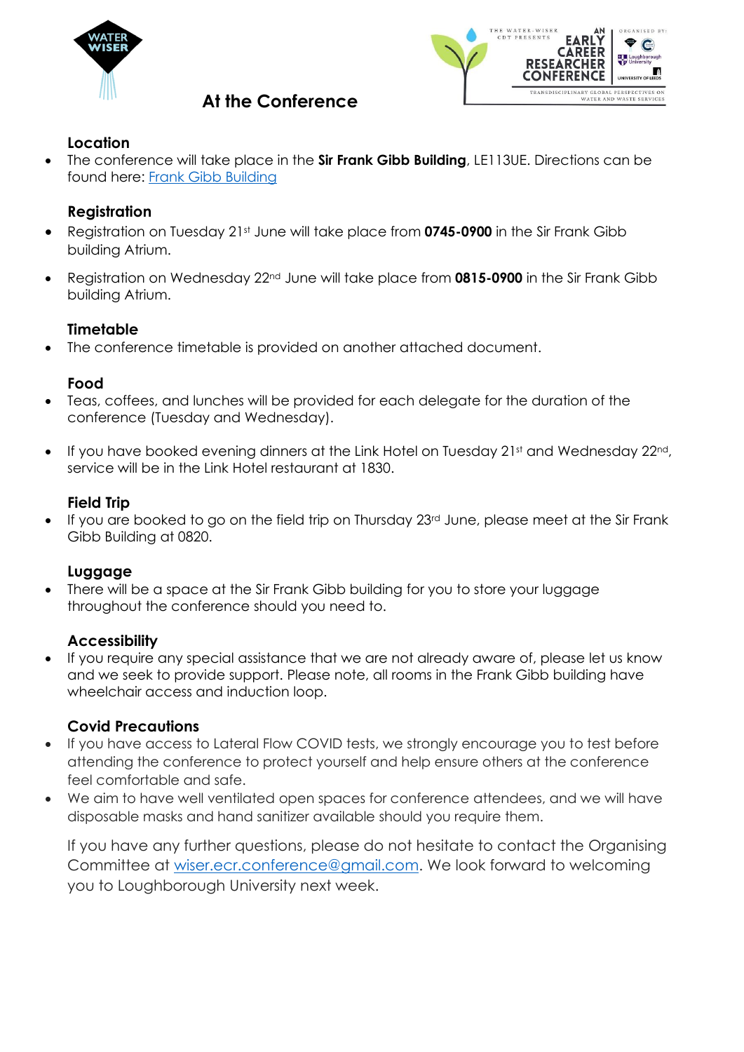# At the Conference

### Location

- The conference will take place in the **Sir Frank Gibb Building**, LE113UE. Directions can be found here: Frank Gibb Building

### Registration

- Registration on Tuesday 21st June will take place from **0745-0900** in the Sir Frank Gibb building Atrium.
- Registration on Wednesday 22nd June will take place from **0815-0900** in the Sir Frank Gibb building Atrium.

### Timetable

- The conference timetable is provided on another attached document.

### Food

- Teas, coffees, and lunches will be provided for each delegate for the duration of the conference (Tuesday and Wednesday).
- If you have booked evening dinners at the Link Hotel on Tuesday 21st and Wednesday 22nd, service will be in the Link Hotel restaurant at 1830.

### Field Trip

- If you are booked to go on the field trip on Thursday 23rd June, please meet at the Sir Frank Gibb Building at 0820.

### Luggage

- There will be a space at the Sir Frank Gibb building for you to store your luggage throughout the conference should you need to.

### Accessibility

- If you require any special assistance that we are not already aware of, please let us know and we seek to provide support. Please note, all rooms in the Frank Gibb building have wheelchair access and induction loop.

### Covid Precautions

- If you have access to Lateral Flow COVID tests, we strongly encourage you to test before attending the conference to protect yourself and help ensure others at the conference feel comfortable and safe.
- We aim to have well ventilated open spaces for conference attendees, and we will have disposable masks and hand sanitizer available should you require them.

If you have any further questions, please do not hesitate to contact the Organising Committee at wiser.ecr.conference@gmail.com. We look forward to welcoming you to Loughborough University next week.